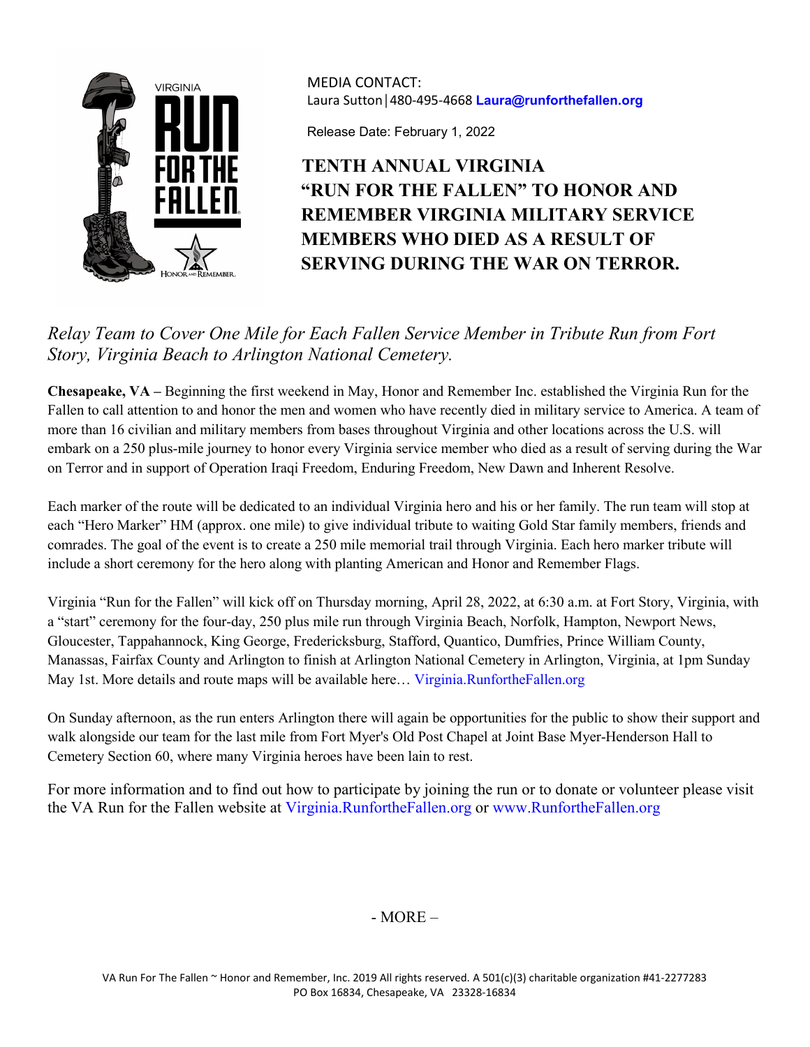MEDIA CONTACT:
Laura Sutton│480-495-4668 **Laura@runforthefallen.org**

Release Date: February 1, 2022

# TENTH ANNUAL VIRGINIA "RUN FOR THE FALLEN" TO HONOR AND REMEMBER VIRGINIA MILITARY SERVICE MEMBERS WHO DIED AS A RESULT OF SERVING DURING THE WAR ON TERROR.

*Relay Team to Cover One Mile for Each Fallen Service Member in Tribute Run from Fort Story, Virginia Beach to Arlington National Cemetery.*

**Chesapeake, VA –** Beginning the first weekend in May, Honor and Remember Inc. established the Virginia Run for the Fallen to call attention to and honor the men and women who have recently died in military service to America. A team of more than 16 civilian and military members from bases throughout Virginia and other locations across the U.S. will embark on a 250 plus-mile journey to honor every Virginia service member who died as a result of serving during the War on Terror and in support of Operation Iraqi Freedom, Enduring Freedom, New Dawn and Inherent Resolve.

Each marker of the route will be dedicated to an individual Virginia hero and his or her family. The run team will stop at each "Hero Marker" HM (approx. one mile) to give individual tribute to waiting Gold Star family members, friends and comrades. The goal of the event is to create a 250 mile memorial trail through Virginia. Each hero marker tribute will include a short ceremony for the hero along with planting American and Honor and Remember Flags.

Virginia "Run for the Fallen" will kick off on Thursday morning, April 28, 2022, at 6:30 a.m. at Fort Story, Virginia, with a "start" ceremony for the four-day, 250 plus mile run through Virginia Beach, Norfolk, Hampton, Newport News, Gloucester, Tappahannock, King George, Fredericksburg, Stafford, Quantico, Dumfries, Prince William County, Manassas, Fairfax County and Arlington to finish at Arlington National Cemetery in Arlington, Virginia, at 1pm Sunday May 1st. More details and route maps will be available here… Virginia.RunfortheFallen.org

On Sunday afternoon, as the run enters Arlington there will again be opportunities for the public to show their support and walk alongside our team for the last mile from Fort Myer's Old Post Chapel at Joint Base Myer-Henderson Hall to Cemetery Section 60, where many Virginia heroes have been lain to rest.

For more information and to find out how to participate by joining the run or to donate or volunteer please visit the VA Run for the Fallen website at Virginia.RunfortheFallen.org or www.RunfortheFallen.org

- MORE –

VA Run For The Fallen ~ Honor and Remember, Inc. 2019 All rights reserved. A 501(c)(3) charitable organization #41-2277283
PO Box 16834, Chesapeake, VA 23328-16834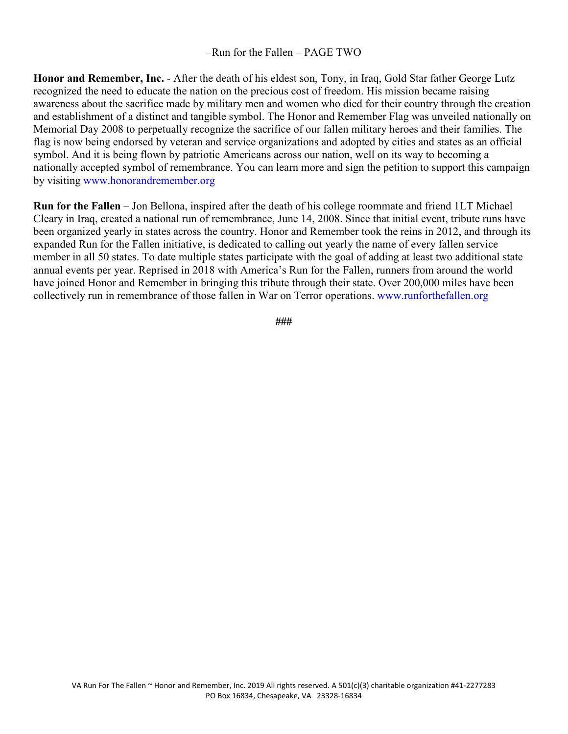**Honor and Remember, Inc.** - After the death of his eldest son, Tony, in Iraq, Gold Star father George Lutz recognized the need to educate the nation on the precious cost of freedom. His mission became raising awareness about the sacrifice made by military men and women who died for their country through the creation and establishment of a distinct and tangible symbol. The Honor and Remember Flag was unveiled nationally on Memorial Day 2008 to perpetually recognize the sacrifice of our fallen military heroes and their families. The flag is now being endorsed by veteran and service organizations and adopted by cities and states as an official symbol. And it is being flown by patriotic Americans across our nation, well on its way to becoming a nationally accepted symbol of remembrance. You can learn more and sign the petition to support this campaign by visiting www.honorandremember.org

**Run for the Fallen** – Jon Bellona, inspired after the death of his college roommate and friend 1LT Michael Cleary in Iraq, created a national run of remembrance, June 14, 2008. Since that initial event, tribute runs have been organized yearly in states across the country. Honor and Remember took the reins in 2012, and through its expanded Run for the Fallen initiative, is dedicated to calling out yearly the name of every fallen service member in all 50 states. To date multiple states participate with the goal of adding at least two additional state annual events per year. Reprised in 2018 with America's Run for the Fallen, runners from around the world have joined Honor and Remember in bringing this tribute through their state. Over 200,000 miles have been collectively run in remembrance of those fallen in War on Terror operations. www.runforthefallen.org

###

VA Run For The Fallen ~ Honor and Remember, Inc. 2019 All rights reserved. A 501(c)(3) charitable organization #41-2277283
PO Box 16834, Chesapeake, VA 23328-16834